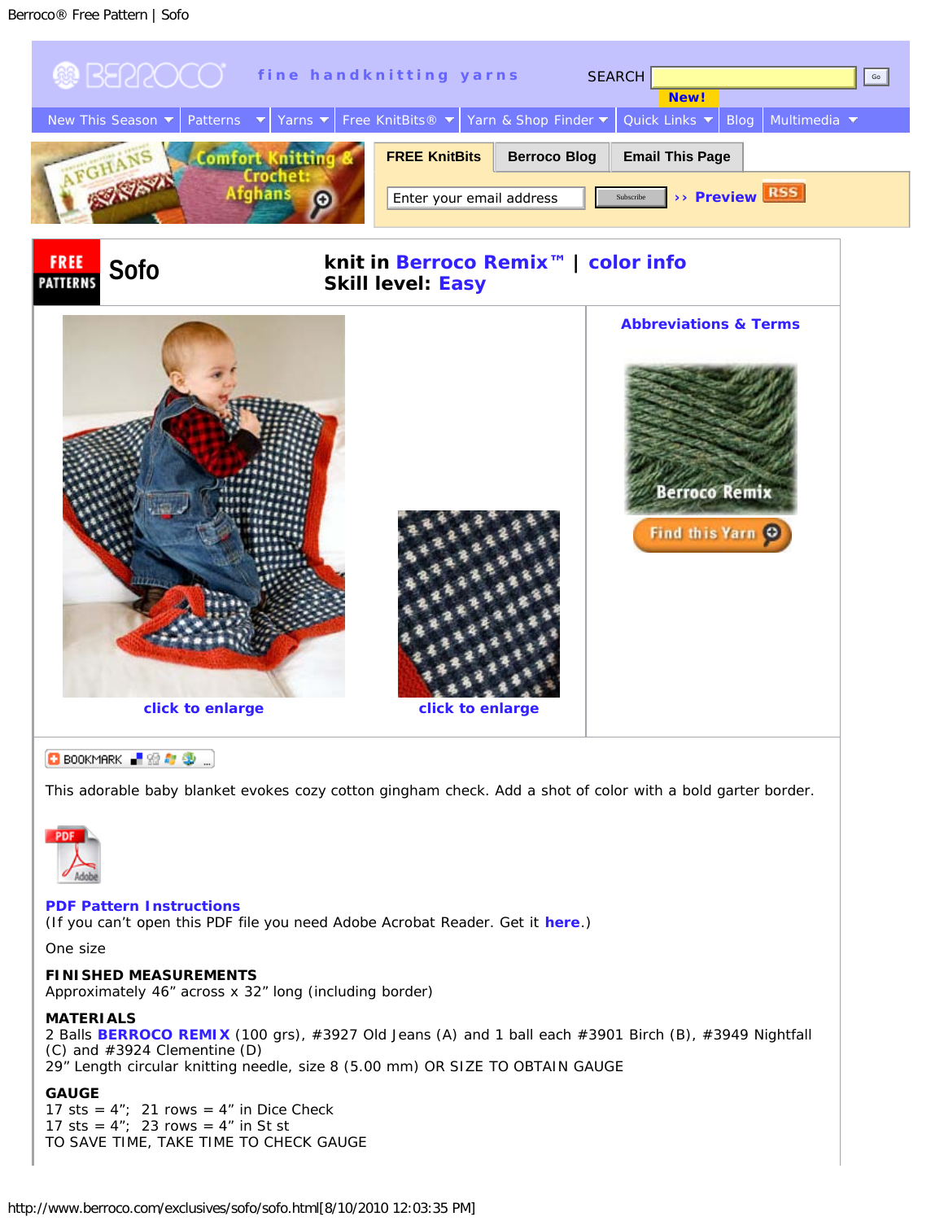# Sofo

**knit in Berroco Remix™ | color info**
**Skill level: Easy**

Abbreviations & Terms

click to enlarge

click to enlarge

This adorable baby blanket evokes cozy cotton gingham check. Add a shot of color with a bold garter border.

**PDF Pattern Instructions**
(If you can't open this PDF file you need Adobe Acrobat Reader. Get it **here**.)

One size

**FINISHED MEASUREMENTS**
Approximately 46" across x 32" long (including border)

**MATERIALS**
2 Balls **BERROCO REMIX** (100 grs), #3927 Old Jeans (A) and 1 ball each #3901 Birch (B), #3949 Nightfall (C) and #3924 Clementine (D)
29" Length circular knitting needle, size 8 (5.00 mm) OR SIZE TO OBTAIN GAUGE

**GAUGE**
17 sts = 4"; 21 rows = 4" in Dice Check
17 sts = 4"; 23 rows = 4" in St st
TO SAVE TIME, TAKE TIME TO CHECK GAUGE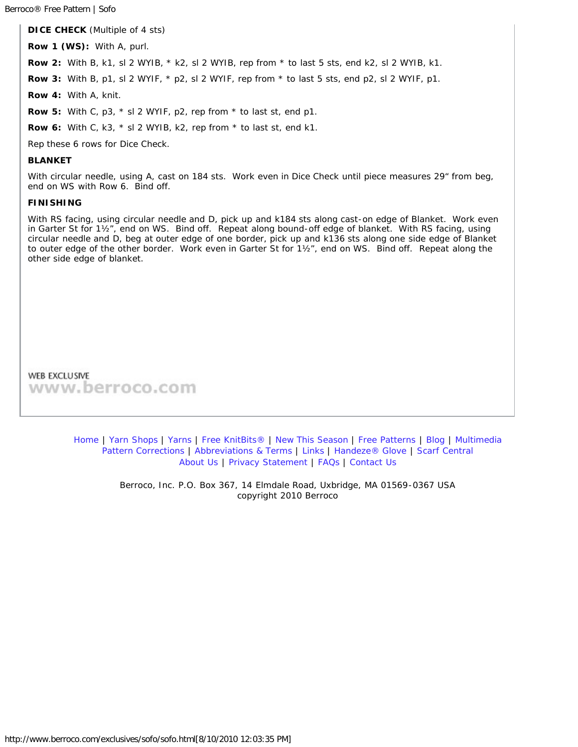**DICE CHECK** (Multiple of 4 sts)

**Row 1 (WS):** With A, purl.

**Row 2:** With B, k1, sl 2 WYIB, * k2, sl 2 WYIB, rep from * to last 5 sts, end k2, sl 2 WYIB, k1.

**Row 3:** With B, p1, sl 2 WYIF, * p2, sl 2 WYIF, rep from * to last 5 sts, end p2, sl 2 WYIF, p1.

**Row 4:** With A, knit.

**Row 5:** With C, p3, * sl 2 WYIF, p2, rep from * to last st, end p1.

**Row 6:** With C, k3, * sl 2 WYIB, k2, rep from * to last st, end k1.

Rep these 6 rows for Dice Check.

**BLANKET**

With circular needle, using A, cast on 184 sts. Work even in Dice Check until piece measures 29" from beg, end on WS with Row 6. Bind off.

**FINISHING**

With RS facing, using circular needle and D, pick up and k184 sts along cast-on edge of Blanket. Work even in Garter St for 1½", end on WS. Bind off. Repeat along bound-off edge of blanket. With RS facing, using circular needle and D, beg at outer edge of one border, pick up and k136 sts along one side edge of Blanket to outer edge of the other border. Work even in Garter St for 1½", end on WS. Bind off. Repeat along the other side edge of blanket.

WEB EXCLUSIVE
www.berroco.com

Home | Yarn Shops | Yarns | Free KnitBits® | New This Season | Free Patterns | Blog | Multimedia
Pattern Corrections | Abbreviations & Terms | Links | Handeze® Glove | Scarf Central
About Us | Privacy Statement | FAQs | Contact Us

Berroco, Inc. P.O. Box 367, 14 Elmdale Road, Uxbridge, MA 01569-0367 USA
copyright 2010 Berroco